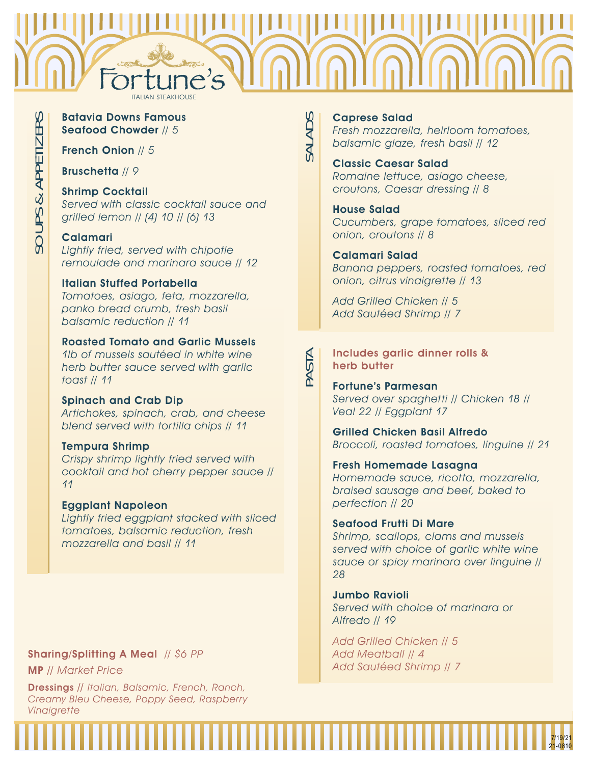# Fortune's

ITALIAN STEAKHOUSE

## SOUPS & APPETIZERS

**Batavia Downs Famous Seafood Chowder** // *5*

**French Onion** // *5*

**Bruschetta** // *9*

**Shrimp Cocktail**
*Served with classic cocktail sauce and grilled lemon // (4) 10 // (6) 13*

**Calamari**
*Lightly fried, served with chipotle remoulade and marinara sauce // 12*

**Italian Stuffed Portabella**
*Tomatoes, asiago, feta, mozzarella, panko bread crumb, fresh basil balsamic reduction // 11*

**Roasted Tomato and Garlic Mussels**
*1lb of mussels sautéed in white wine herb butter sauce served with garlic toast // 11*

**Spinach and Crab Dip**
*Artichokes, spinach, crab, and cheese blend served with tortilla chips // 11*

**Tempura Shrimp**
*Crispy shrimp lightly fried served with cocktail and hot cherry pepper sauce // 11*

**Eggplant Napoleon**
*Lightly fried eggplant stacked with sliced tomatoes, balsamic reduction, fresh mozzarella and basil // 11*

**Sharing/Splitting A Meal** // *$6 PP*

**MP** // *Market Price*

**Dressings** // *Italian, Balsamic, French, Ranch, Creamy Bleu Cheese, Poppy Seed, Raspberry Vinaigrette*

## SALADS

**Caprese Salad**
*Fresh mozzarella, heirloom tomatoes, balsamic glaze, fresh basil // 12*

**Classic Caesar Salad**
*Romaine lettuce, asiago cheese, croutons, Caesar dressing // 8*

**House Salad**
*Cucumbers, grape tomatoes, sliced red onion, croutons // 8*

**Calamari Salad**
*Banana peppers, roasted tomatoes, red onion, citrus vinaigrette // 13*

*Add Grilled Chicken // 5*
*Add Sautéed Shrimp // 7*

## PASTA

**Includes garlic dinner rolls & herb butter**

**Fortune's Parmesan**
*Served over spaghetti // Chicken 18 // Veal 22 // Eggplant 17*

**Grilled Chicken Basil Alfredo**
*Broccoli, roasted tomatoes, linguine // 21*

**Fresh Homemade Lasagna**
*Homemade sauce, ricotta, mozzarella, braised sausage and beef, baked to perfection // 20*

**Seafood Frutti Di Mare**
*Shrimp, scallops, clams and mussels served with choice of garlic white wine sauce or spicy marinara over linguine // 28*

**Jumbo Ravioli**
*Served with choice of marinara or Alfredo // 19*

*Add Grilled Chicken // 5*
*Add Meatball // 4*
*Add Sautéed Shrimp // 7*

7/19/21
21-0810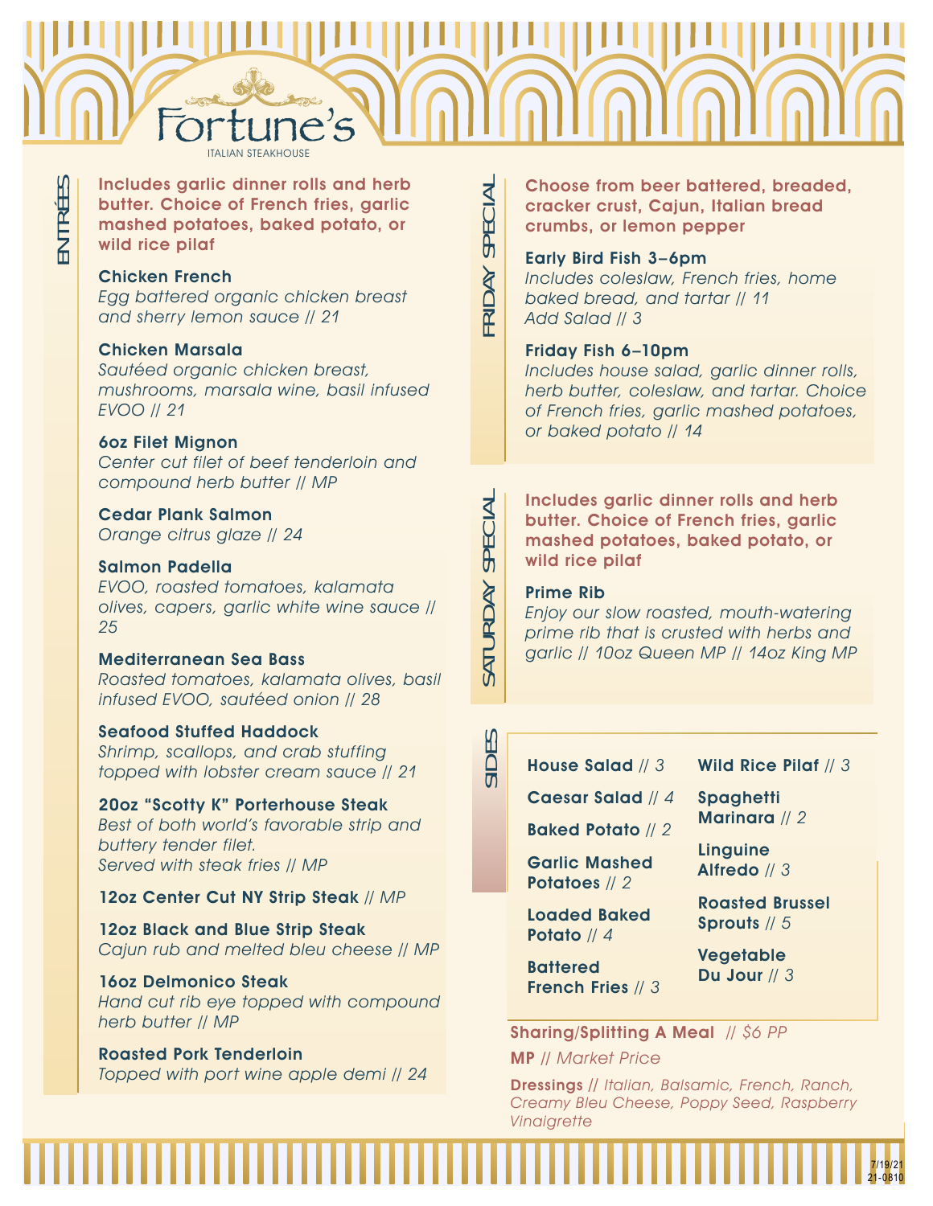# Fortune's

ITALIAN STEAKHOUSE

## ENTRÉES

**Includes garlic dinner rolls and herb butter. Choice of French fries, garlic mashed potatoes, baked potato, or wild rice pilaf**

**Chicken French**
*Egg battered organic chicken breast and sherry lemon sauce // 21*

**Chicken Marsala**
*Sautéed organic chicken breast, mushrooms, marsala wine, basil infused EVOO // 21*

**6oz Filet Mignon**
*Center cut filet of beef tenderloin and compound herb butter // MP*

**Cedar Plank Salmon**
*Orange citrus glaze // 24*

**Salmon Padella**
*EVOO, roasted tomatoes, kalamata olives, capers, garlic white wine sauce // 25*

**Mediterranean Sea Bass**
*Roasted tomatoes, kalamata olives, basil infused EVOO, sautéed onion // 28*

**Seafood Stuffed Haddock**
*Shrimp, scallops, and crab stuffing topped with lobster cream sauce // 21*

**20oz "Scotty K" Porterhouse Steak**
*Best of both world's favorable strip and buttery tender filet.*
*Served with steak fries // MP*

**12oz Center Cut NY Strip Steak** *// MP*

**12oz Black and Blue Strip Steak**
*Cajun rub and melted bleu cheese // MP*

**16oz Delmonico Steak**
*Hand cut rib eye topped with compound herb butter // MP*

**Roasted Pork Tenderloin**
*Topped with port wine apple demi // 24*

## FRIDAY SPECIAL

**Choose from beer battered, breaded, cracker crust, Cajun, Italian bread crumbs, or lemon pepper**

**Early Bird Fish 3–6pm**
*Includes coleslaw, French fries, home baked bread, and tartar // 11*
*Add Salad // 3*

**Friday Fish 6–10pm**
*Includes house salad, garlic dinner rolls, herb butter, coleslaw, and tartar. Choice of French fries, garlic mashed potatoes, or baked potato // 14*

## SATURDAY SPECIAL

**Includes garlic dinner rolls and herb butter. Choice of French fries, garlic mashed potatoes, baked potato, or wild rice pilaf**

**Prime Rib**
*Enjoy our slow roasted, mouth-watering prime rib that is crusted with herbs and garlic // 10oz Queen MP // 14oz King MP*

## SIDES

- **House Salad** *// 3*
- **Caesar Salad** *// 4*
- **Baked Potato** *// 2*
- **Garlic Mashed Potatoes** *// 2*
- **Loaded Baked Potato** *// 4*
- **Battered French Fries** *// 3*
- **Wild Rice Pilaf** *// 3*
- **Spaghetti Marinara** *// 2*
- **Linguine Alfredo** *// 3*
- **Roasted Brussel Sprouts** *// 5*
- **Vegetable Du Jour** *// 3*

**Sharing/Splitting A Meal** *// $6 PP*

**MP** *// Market Price*

**Dressings** *// Italian, Balsamic, French, Ranch, Creamy Bleu Cheese, Poppy Seed, Raspberry Vinaigrette*

7/19/21
21-0810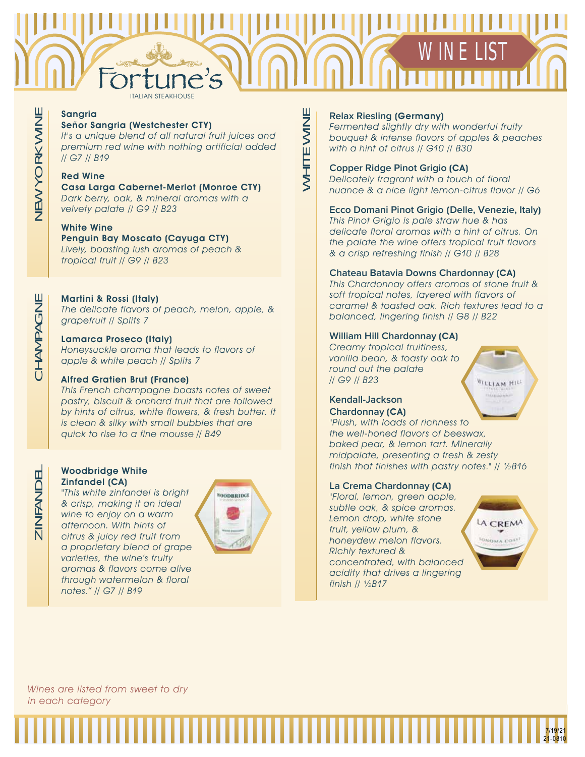# Fortune's

ITALIAN STEAKHOUSE

# WINE LIST

## NEW YORK WINE

**Sangria**
**Señor Sangria (Westchester CTY)**
*It's a unique blend of all natural fruit juices and premium red wine with nothing artificial added // G7 // B19*

**Red Wine**
**Casa Larga Cabernet-Merlot (Monroe CTY)**
*Dark berry, oak, & mineral aromas with a velvety palate // G9 // B23*

**White Wine**
**Penguin Bay Moscato (Cayuga CTY)**
*Lively, boasting lush aromas of peach & tropical fruit // G9 // B23*

## CHAMPAGNE

**Martini & Rossi (Italy)**
*The delicate flavors of peach, melon, apple, & grapefruit // Splits 7*

**Lamarca Proseco (Italy)**
*Honeysuckle aroma that leads to flavors of apple & white peach // Splits 7*

**Alfred Gratien Brut (France)**
*This French champagne boasts notes of sweet pastry, biscuit & orchard fruit that are followed by hints of citrus, white flowers, & fresh butter. It is clean & silky with small bubbles that are quick to rise to a fine mousse // B49*

## ZINFANDEL

**Woodbridge White Zinfandel (CA)**
*"This white zinfandel is bright & crisp, making it an ideal wine to enjoy on a warm afternoon. With hints of citrus & juicy red fruit from a proprietary blend of grape varieties, the wine's fruity aromas & flavors come alive through watermelon & floral notes." // G7 // B19*

## WHITE WINE

**Relax Riesling (Germany)**
*Fermented slightly dry with wonderful fruity bouquet & intense flavors of apples & peaches with a hint of citrus // G10 // B30*

**Copper Ridge Pinot Grigio (CA)**
*Delicately fragrant with a touch of floral nuance & a nice light lemon-citrus flavor // G6*

**Ecco Domani Pinot Grigio (Delle, Venezie, Italy)**
*This Pinot Grigio is pale straw hue & has delicate floral aromas with a hint of citrus. On the palate the wine offers tropical fruit flavors & a crisp refreshing finish // G10 // B28*

**Chateau Batavia Downs Chardonnay (CA)**
*This Chardonnay offers aromas of stone fruit & soft tropical notes, layered with flavors of caramel & toasted oak. Rich textures lead to a balanced, lingering finish // G8 // B22*

**William Hill Chardonnay (CA)**
*Creamy tropical fruitiness, vanilla bean, & toasty oak to round out the palate // G9 // B23*

**Kendall-Jackson Chardonnay (CA)**
*"Plush, with loads of richness to the well-honed flavors of beeswax, baked pear, & lemon tart. Minerally midpalate, presenting a fresh & zesty finish that finishes with pastry notes." // ½B16*

**La Crema Chardonnay (CA)**
*"Floral, lemon, green apple, subtle oak, & spice aromas. Lemon drop, white stone fruit, yellow plum, & honeydew melon flavors. Richly textured & concentrated, with balanced acidity that drives a lingering finish // ½B17*

*Wines are listed from sweet to dry in each category*

7/19/21
21-0810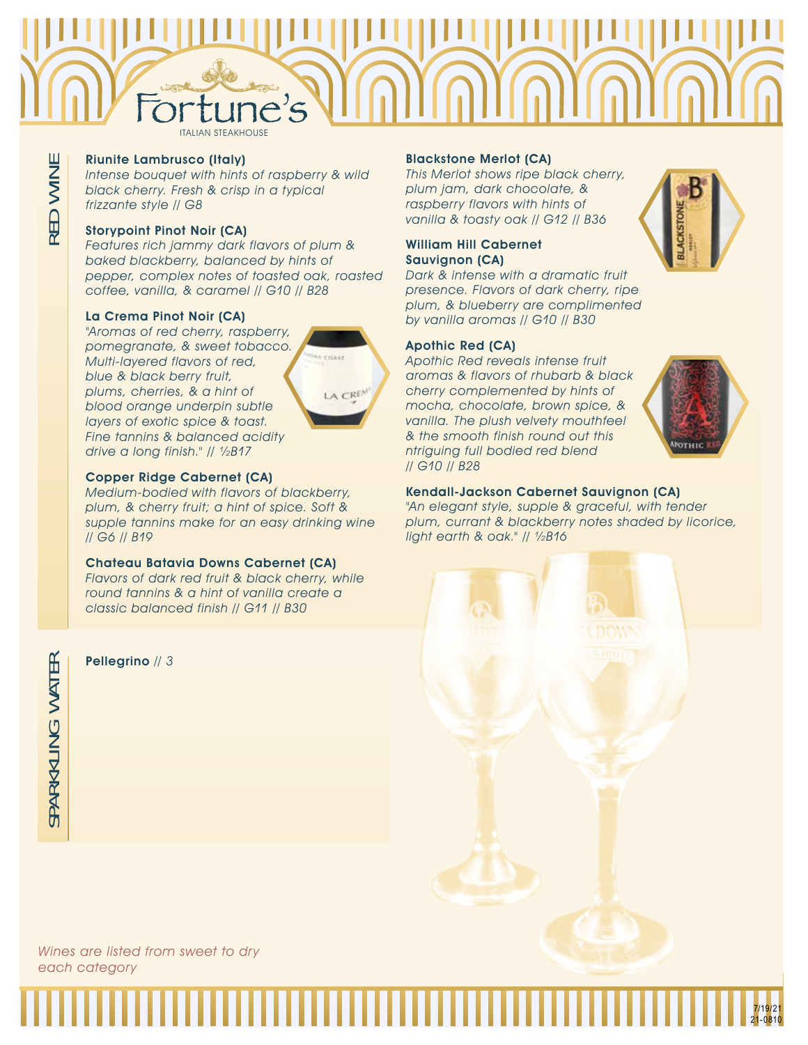# Fortune's

ITALIAN STEAKHOUSE

## RED WINE

**Riunite Lambrusco (Italy)**
*Intense bouquet with hints of raspberry & wild black cherry. Fresh & crisp in a typical frizzante style // G8*

**Storypoint Pinot Noir (CA)**
*Features rich jammy dark flavors of plum & baked blackberry, balanced by hints of pepper, complex notes of toasted oak, roasted coffee, vanilla, & caramel // G10 // B28*

**La Crema Pinot Noir (CA)**
*"Aromas of red cherry, raspberry, pomegranate, & sweet tobacco. Multi-layered flavors of red, blue & black berry fruit, plums, cherries, & a hint of blood orange underpin subtle layers of exotic spice & toast. Fine tannins & balanced acidity drive a long finish." // ½B17*

**Copper Ridge Cabernet (CA)**
*Medium-bodied with flavors of blackberry, plum, & cherry fruit; a hint of spice. Soft & supple tannins make for an easy drinking wine // G6 // B19*

**Chateau Batavia Downs Cabernet (CA)**
*Flavors of dark red fruit & black cherry, while round tannins & a hint of vanilla create a classic balanced finish // G11 // B30*

**Blackstone Merlot (CA)**
*This Merlot shows ripe black cherry, plum jam, dark chocolate, & raspberry flavors with hints of vanilla & toasty oak // G12 // B36*

**William Hill Cabernet Sauvignon (CA)**
*Dark & intense with a dramatic fruit presence. Flavors of dark cherry, ripe plum, & blueberry are complimented by vanilla aromas // G10 // B30*

**Apothic Red (CA)**
*Apothic Red reveals intense fruit aromas & flavors of rhubarb & black cherry complemented by hints of mocha, chocolate, brown spice, & vanilla. The plush velvety mouthfeel & the smooth finish round out this ntriguing full bodied red blend // G10 // B28*

**Kendall-Jackson Cabernet Sauvignon (CA)**
*"An elegant style, supple & graceful, with tender plum, currant & blackberry notes shaded by licorice, light earth & oak." // ½B16*

## SPARKLING WATER

**Pellegrino** // *3*

*Wines are listed from sweet to dry each category*

7/19/21
21-0810